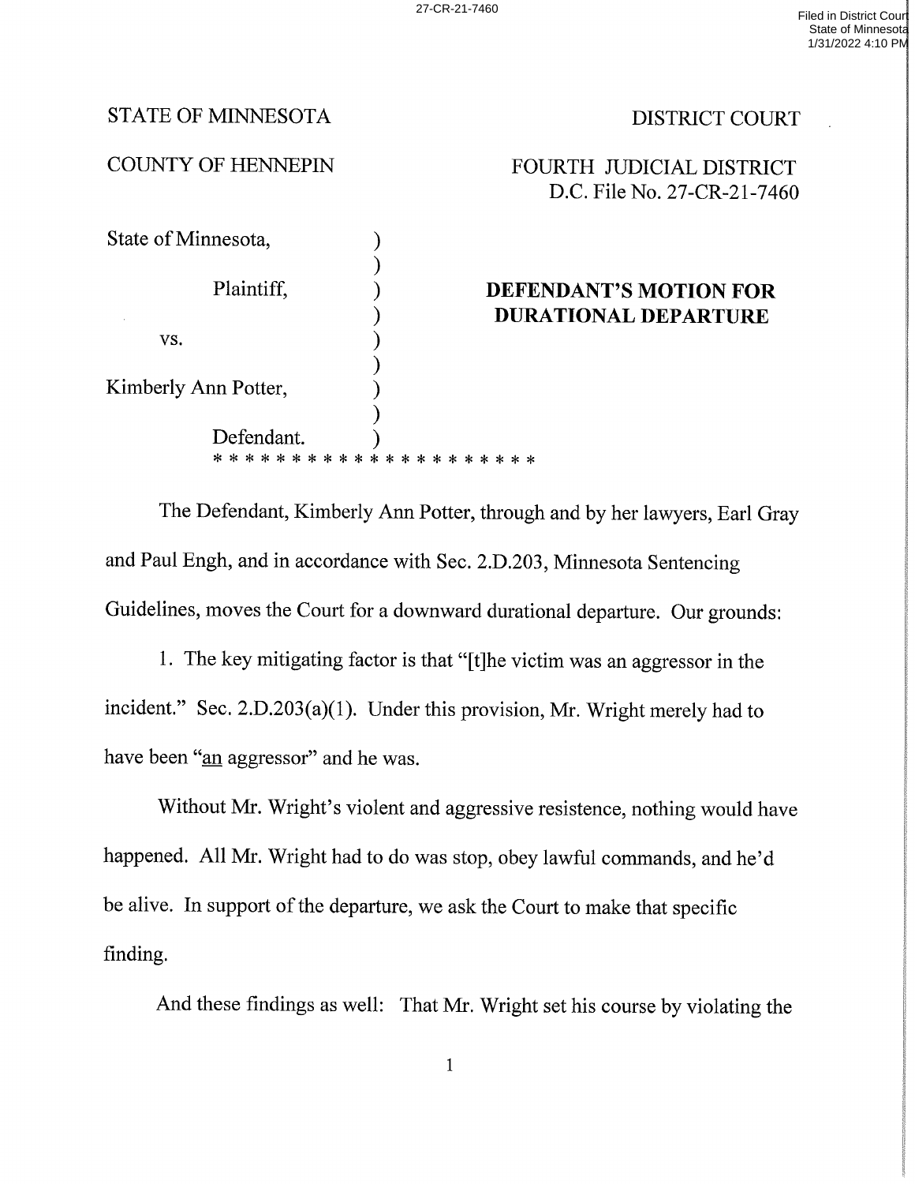27-CR-21-7460

Filed in District Court
State of Minnesota
1/31/2022 4:10 PM

STATE OF MINNESOTA — DISTRICT COURT

COUNTY OF HENNEPIN — FOURTH JUDICIAL DISTRICT
D.C. File No. 27-CR-21-7460

State of Minnesota,

Plaintiff,

vs.

Kimberly Ann Potter,

Defendant.

**DEFENDANT'S MOTION FOR DURATIONAL DEPARTURE**

* * * * * * * * * * * * * * * * * * * * *

The Defendant, Kimberly Ann Potter, through and by her lawyers, Earl Gray and Paul Engh, and in accordance with Sec. 2.D.203, Minnesota Sentencing Guidelines, moves the Court for a downward durational departure. Our grounds:

1. The key mitigating factor is that "[t]he victim was an aggressor in the incident." Sec. 2.D.203(a)(1). Under this provision, Mr. Wright merely had to have been "an aggressor" and he was.

Without Mr. Wright's violent and aggressive resistence, nothing would have happened. All Mr. Wright had to do was stop, obey lawful commands, and he'd be alive. In support of the departure, we ask the Court to make that specific finding.

And these findings as well: That Mr. Wright set his course by violating the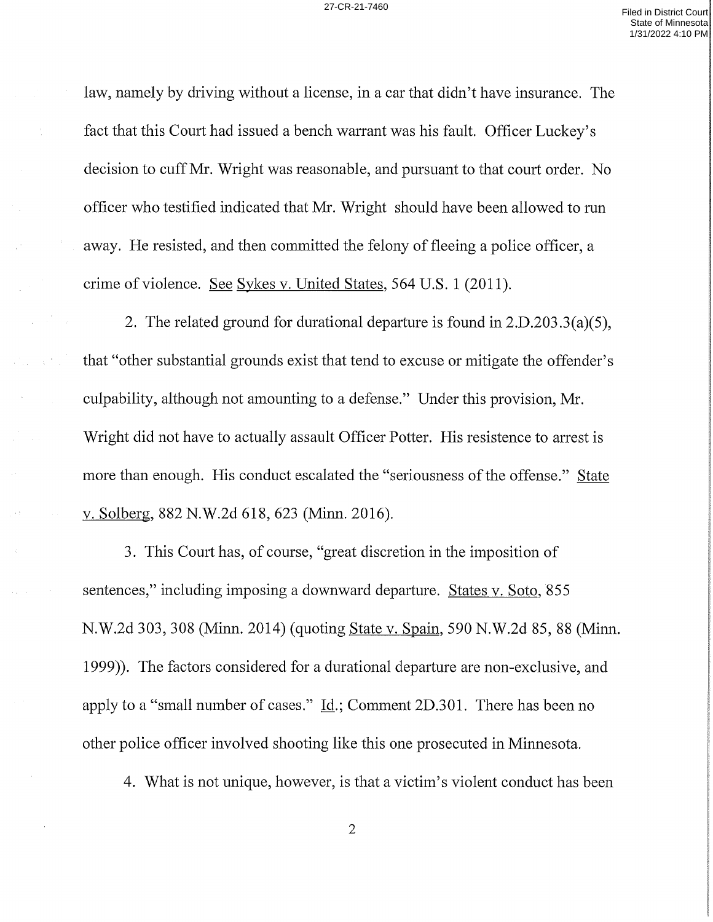law, namely by driving without a license, in a car that didn't have insurance. The fact that this Court had issued a bench warrant was his fault. Officer Luckey's decision to cuff Mr. Wright was reasonable, and pursuant to that court order. No officer who testified indicated that Mr. Wright should have been allowed to run away. He resisted, and then committed the felony of fleeing a police officer, a crime of violence. See Sykes v. United States, 564 U.S. 1 (2011).

2. The related ground for durational departure is found in 2.D.203.3(a)(5), that "other substantial grounds exist that tend to excuse or mitigate the offender's culpability, although not amounting to a defense." Under this provision, Mr. Wright did not have to actually assault Officer Potter. His resistence to arrest is more than enough. His conduct escalated the "seriousness of the offense." State v. Solberg, 882 N.W.2d 618, 623 (Minn. 2016).

3. This Court has, of course, "great discretion in the imposition of sentences," including imposing a downward departure. States v. Soto, 855 N.W.2d 303, 308 (Minn. 2014) (quoting State v. Spain, 590 N.W.2d 85, 88 (Minn. 1999)). The factors considered for a durational departure are non-exclusive, and apply to a "small number of cases." Id.; Comment 2D.301. There has been no other police officer involved shooting like this one prosecuted in Minnesota.

4. What is not unique, however, is that a victim's violent conduct has been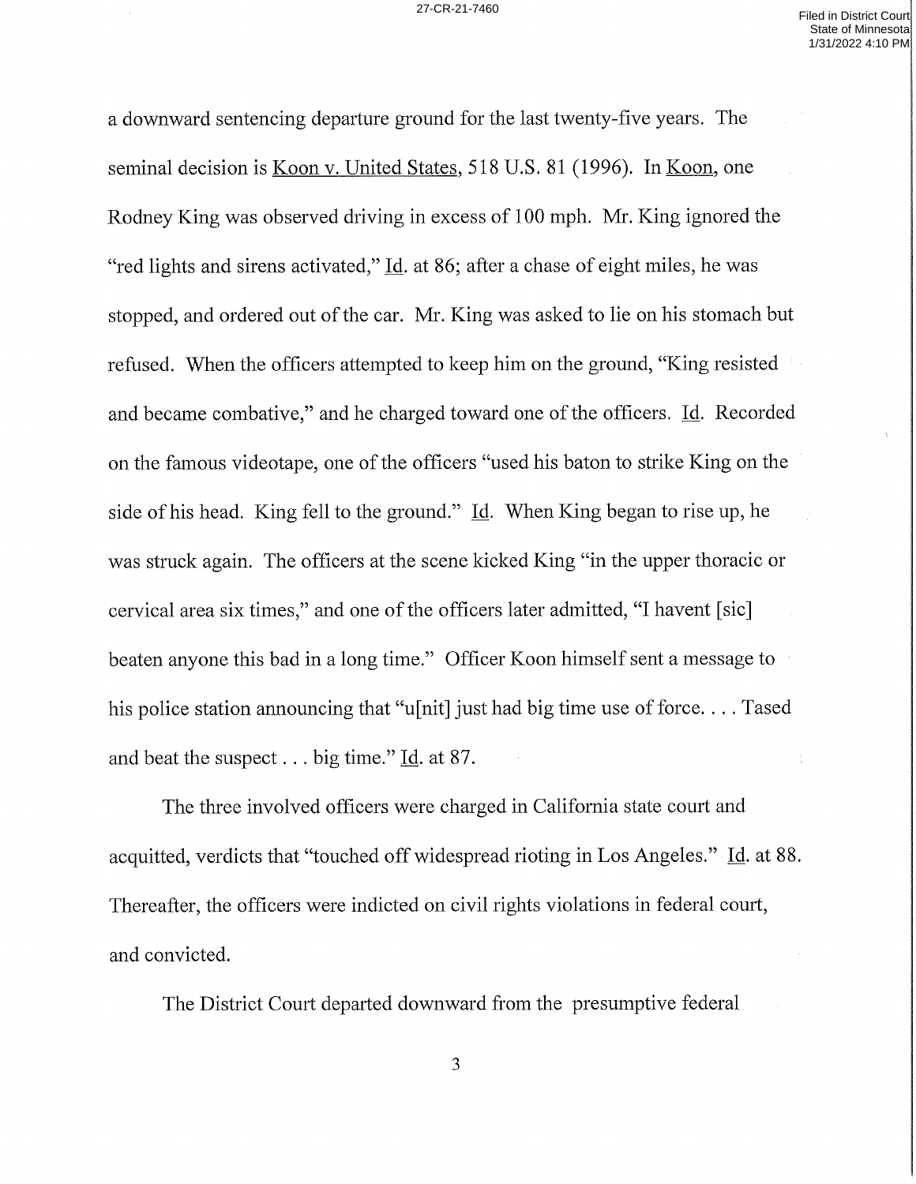a downward sentencing departure ground for the last twenty-five years. The seminal decision is Koon v. United States, 518 U.S. 81 (1996). In Koon, one Rodney King was observed driving in excess of 100 mph. Mr. King ignored the "red lights and sirens activated," Id. at 86; after a chase of eight miles, he was stopped, and ordered out of the car. Mr. King was asked to lie on his stomach but refused. When the officers attempted to keep him on the ground, "King resisted and became combative," and he charged toward one of the officers. Id. Recorded on the famous videotape, one of the officers "used his baton to strike King on the side of his head. King fell to the ground." Id. When King began to rise up, he was struck again. The officers at the scene kicked King "in the upper thoracic or cervical area six times," and one of the officers later admitted, "I havent [sic] beaten anyone this bad in a long time." Officer Koon himself sent a message to his police station announcing that "u[nit] just had big time use of force. . . . Tased and beat the suspect . . . big time." Id. at 87.

The three involved officers were charged in California state court and acquitted, verdicts that "touched off widespread rioting in Los Angeles." Id. at 88. Thereafter, the officers were indicted on civil rights violations in federal court, and convicted.

The District Court departed downward from the presumptive federal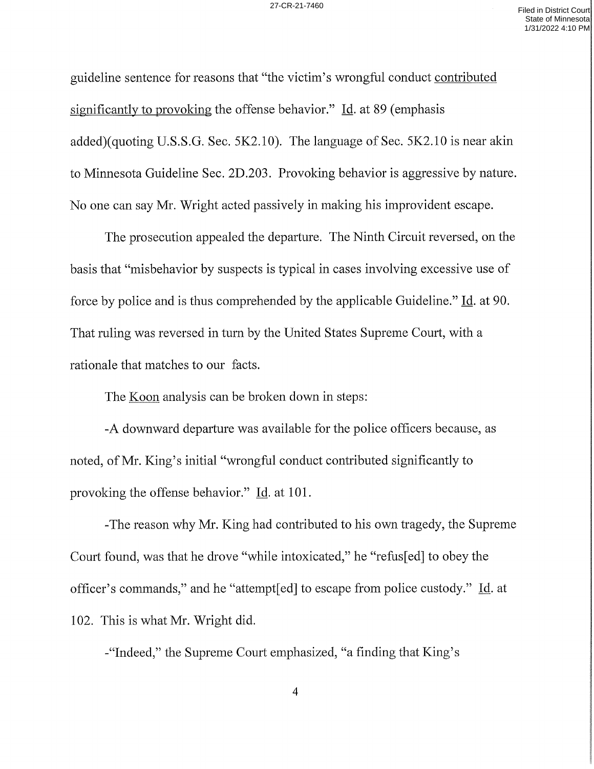guideline sentence for reasons that "the victim's wrongful conduct <u>contributed significantly to provoking</u> the offense behavior." <u>Id</u>. at 89 (emphasis added)(quoting U.S.S.G. Sec. 5K2.10). The language of Sec. 5K2.10 is near akin to Minnesota Guideline Sec. 2D.203. Provoking behavior is aggressive by nature. No one can say Mr. Wright acted passively in making his improvident escape.

The prosecution appealed the departure. The Ninth Circuit reversed, on the basis that "misbehavior by suspects is typical in cases involving excessive use of force by police and is thus comprehended by the applicable Guideline." <u>Id</u>. at 90. That ruling was reversed in turn by the United States Supreme Court, with a rationale that matches to our facts.

The <u>Koon</u> analysis can be broken down in steps:

-A downward departure was available for the police officers because, as noted, of Mr. King's initial "wrongful conduct contributed significantly to provoking the offense behavior." <u>Id</u>. at 101.

-The reason why Mr. King had contributed to his own tragedy, the Supreme Court found, was that he drove "while intoxicated," he "refus[ed] to obey the officer's commands," and he "attempt[ed] to escape from police custody." <u>Id</u>. at 102. This is what Mr. Wright did.

-"Indeed," the Supreme Court emphasized, "a finding that King's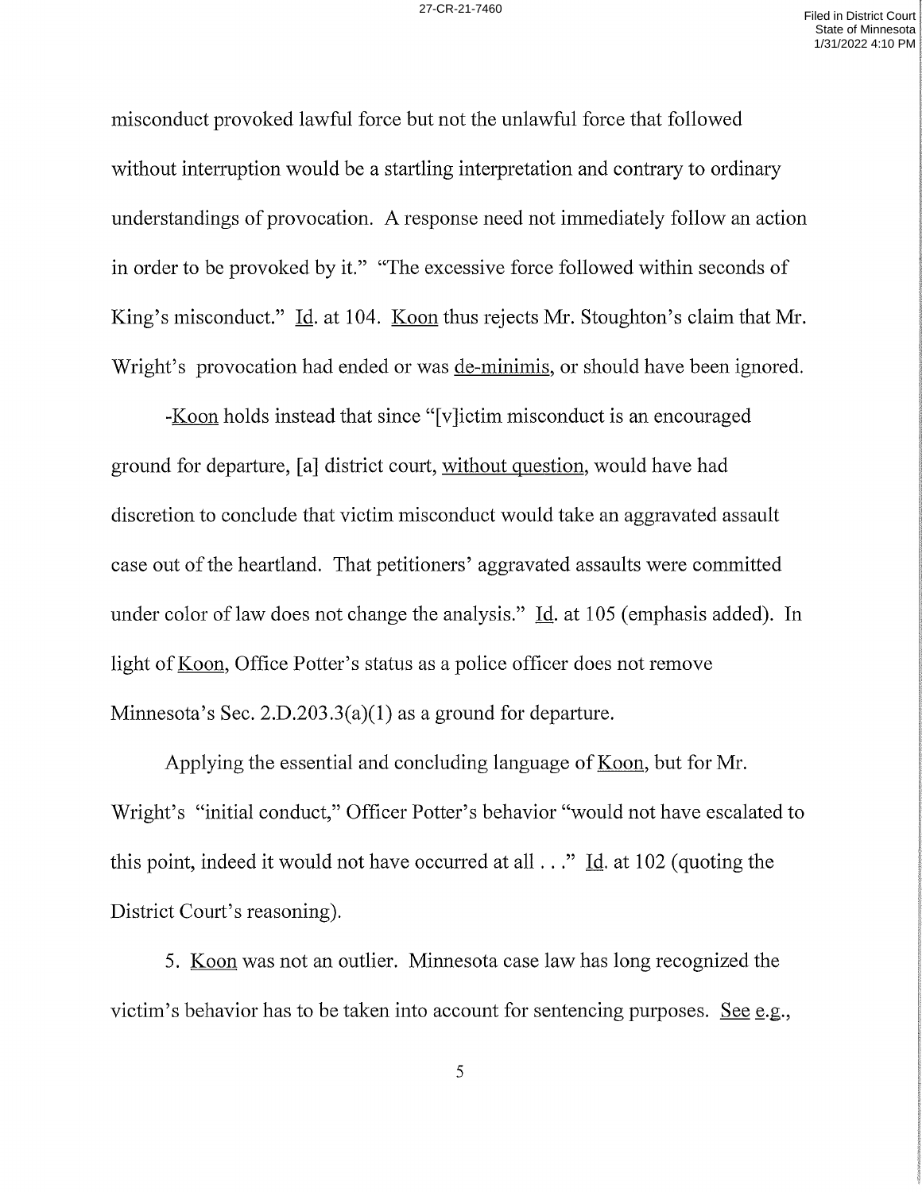misconduct provoked lawful force but not the unlawful force that followed without interruption would be a startling interpretation and contrary to ordinary understandings of provocation. A response need not immediately follow an action in order to be provoked by it." "The excessive force followed within seconds of King's misconduct." Id. at 104. Koon thus rejects Mr. Stoughton's claim that Mr. Wright's provocation had ended or was de-minimis, or should have been ignored.

-Koon holds instead that since "[v]ictim misconduct is an encouraged ground for departure, [a] district court, without question, would have had discretion to conclude that victim misconduct would take an aggravated assault case out of the heartland. That petitioners' aggravated assaults were committed under color of law does not change the analysis." Id. at 105 (emphasis added). In light of Koon, Office Potter's status as a police officer does not remove Minnesota's Sec. 2.D.203.3(a)(1) as a ground for departure.

Applying the essential and concluding language of Koon, but for Mr. Wright's "initial conduct," Officer Potter's behavior "would not have escalated to this point, indeed it would not have occurred at all . . ." Id. at 102 (quoting the District Court's reasoning).

5. Koon was not an outlier. Minnesota case law has long recognized the victim's behavior has to be taken into account for sentencing purposes. See e.g.,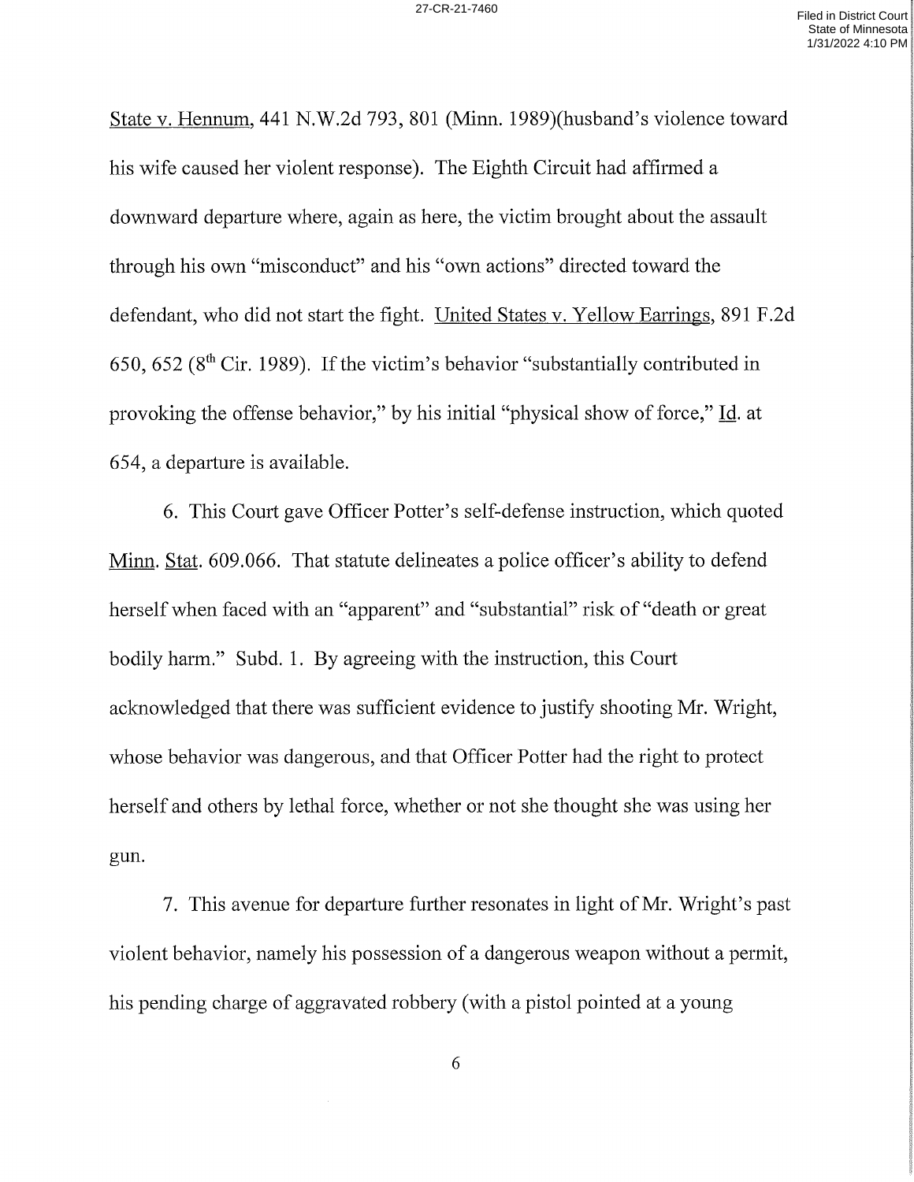State v. Hennum, 441 N.W.2d 793, 801 (Minn. 1989)(husband's violence toward his wife caused her violent response). The Eighth Circuit had affirmed a downward departure where, again as here, the victim brought about the assault through his own "misconduct" and his "own actions" directed toward the defendant, who did not start the fight. United States v. Yellow Earrings, 891 F.2d 650, 652 (8th Cir. 1989). If the victim's behavior "substantially contributed in provoking the offense behavior," by his initial "physical show of force," Id. at 654, a departure is available.

6. This Court gave Officer Potter's self-defense instruction, which quoted Minn. Stat. 609.066. That statute delineates a police officer's ability to defend herself when faced with an "apparent" and "substantial" risk of "death or great bodily harm." Subd. 1. By agreeing with the instruction, this Court acknowledged that there was sufficient evidence to justify shooting Mr. Wright, whose behavior was dangerous, and that Officer Potter had the right to protect herself and others by lethal force, whether or not she thought she was using her gun.

7. This avenue for departure further resonates in light of Mr. Wright's past violent behavior, namely his possession of a dangerous weapon without a permit, his pending charge of aggravated robbery (with a pistol pointed at a young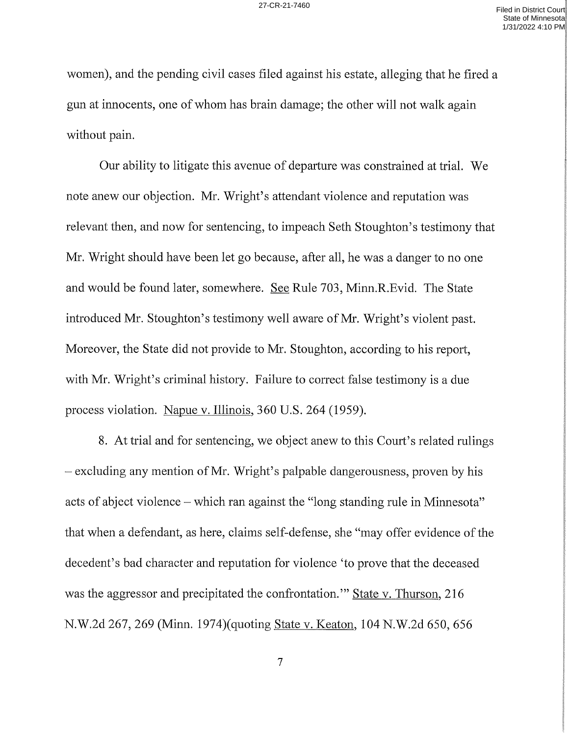women), and the pending civil cases filed against his estate, alleging that he fired a gun at innocents, one of whom has brain damage; the other will not walk again without pain.

Our ability to litigate this avenue of departure was constrained at trial. We note anew our objection. Mr. Wright's attendant violence and reputation was relevant then, and now for sentencing, to impeach Seth Stoughton's testimony that Mr. Wright should have been let go because, after all, he was a danger to no one and would be found later, somewhere. See Rule 703, Minn.R.Evid. The State introduced Mr. Stoughton's testimony well aware of Mr. Wright's violent past. Moreover, the State did not provide to Mr. Stoughton, according to his report, with Mr. Wright's criminal history. Failure to correct false testimony is a due process violation. Napue v. Illinois, 360 U.S. 264 (1959).

8. At trial and for sentencing, we object anew to this Court's related rulings – excluding any mention of Mr. Wright's palpable dangerousness, proven by his acts of abject violence – which ran against the "long standing rule in Minnesota" that when a defendant, as here, claims self-defense, she "may offer evidence of the decedent's bad character and reputation for violence 'to prove that the deceased was the aggressor and precipitated the confrontation.'" State v. Thurson, 216 N.W.2d 267, 269 (Minn. 1974)(quoting State v. Keaton, 104 N.W.2d 650, 656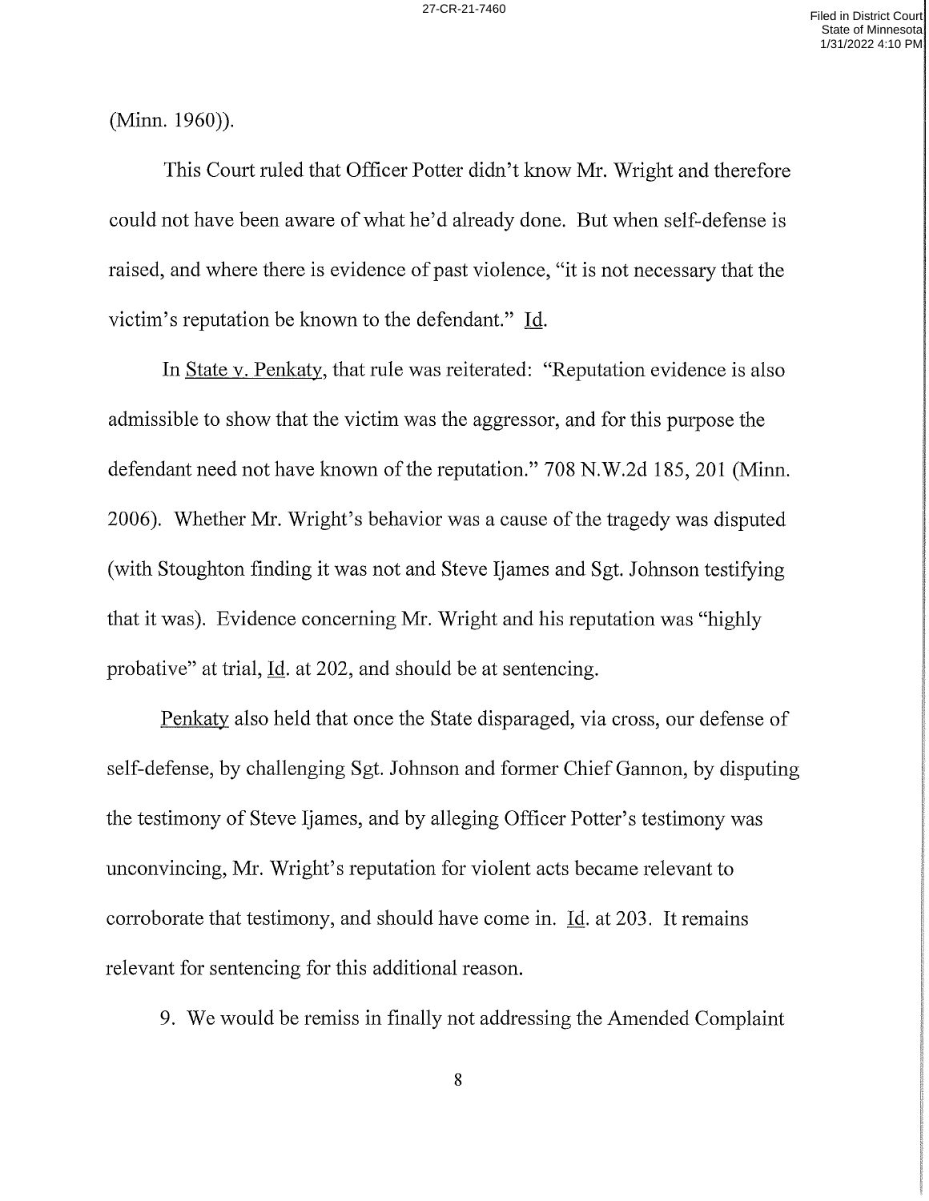(Minn. 1960)).

This Court ruled that Officer Potter didn't know Mr. Wright and therefore could not have been aware of what he'd already done. But when self-defense is raised, and where there is evidence of past violence, "it is not necessary that the victim's reputation be known to the defendant." Id.

In State v. Penkaty, that rule was reiterated: "Reputation evidence is also admissible to show that the victim was the aggressor, and for this purpose the defendant need not have known of the reputation." 708 N.W.2d 185, 201 (Minn. 2006). Whether Mr. Wright's behavior was a cause of the tragedy was disputed (with Stoughton finding it was not and Steve Ijames and Sgt. Johnson testifying that it was). Evidence concerning Mr. Wright and his reputation was "highly probative" at trial, Id. at 202, and should be at sentencing.

Penkaty also held that once the State disparaged, via cross, our defense of self-defense, by challenging Sgt. Johnson and former Chief Gannon, by disputing the testimony of Steve Ijames, and by alleging Officer Potter's testimony was unconvincing, Mr. Wright's reputation for violent acts became relevant to corroborate that testimony, and should have come in. Id. at 203. It remains relevant for sentencing for this additional reason.

9. We would be remiss in finally not addressing the Amended Complaint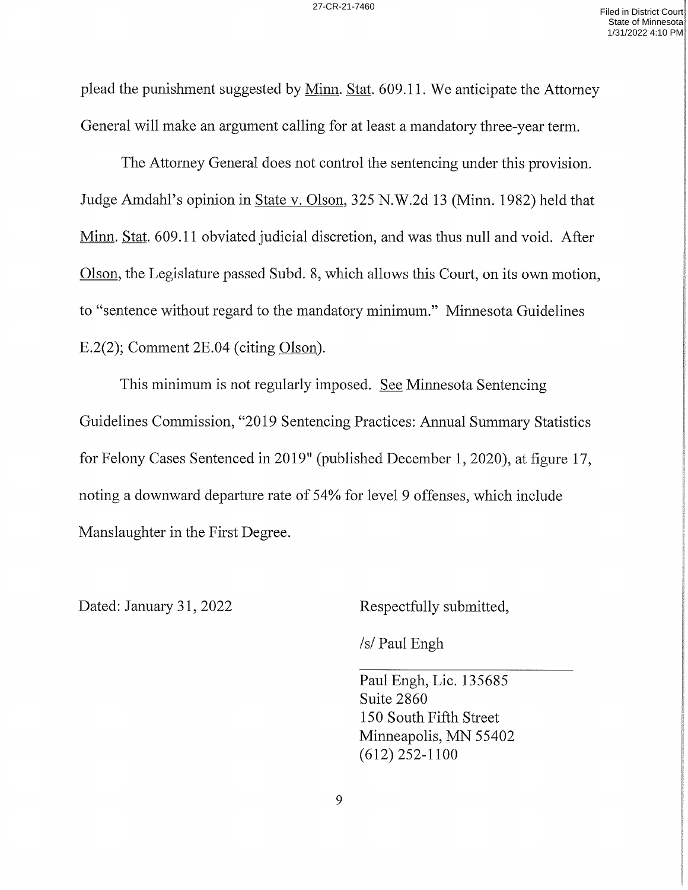plead the punishment suggested by Minn. Stat. 609.11. We anticipate the Attorney General will make an argument calling for at least a mandatory three-year term.

The Attorney General does not control the sentencing under this provision. Judge Amdahl's opinion in State v. Olson, 325 N.W.2d 13 (Minn. 1982) held that Minn. Stat. 609.11 obviated judicial discretion, and was thus null and void. After Olson, the Legislature passed Subd. 8, which allows this Court, on its own motion, to "sentence without regard to the mandatory minimum." Minnesota Guidelines E.2(2); Comment 2E.04 (citing Olson).

This minimum is not regularly imposed. See Minnesota Sentencing Guidelines Commission, "2019 Sentencing Practices: Annual Summary Statistics for Felony Cases Sentenced in 2019" (published December 1, 2020), at figure 17, noting a downward departure rate of 54% for level 9 offenses, which include Manslaughter in the First Degree.

Dated: January 31, 2022

Respectfully submitted,

/s/ Paul Engh

Paul Engh, Lic. 135685
Suite 2860
150 South Fifth Street
Minneapolis, MN 55402
(612) 252-1100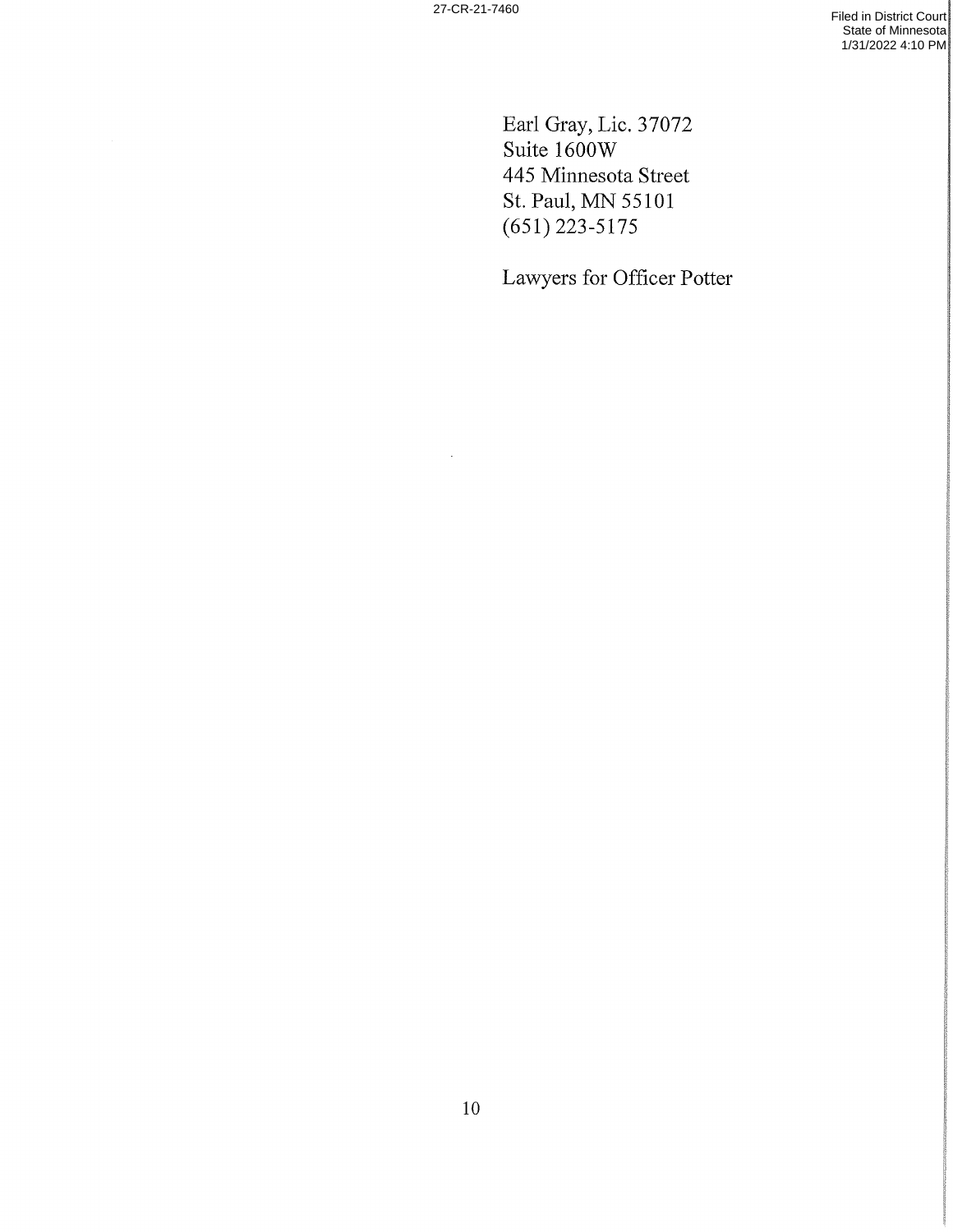Earl Gray, Lic. 37072
Suite 1600W
445 Minnesota Street
St. Paul, MN 55101
(651) 223-5175

Lawyers for Officer Potter